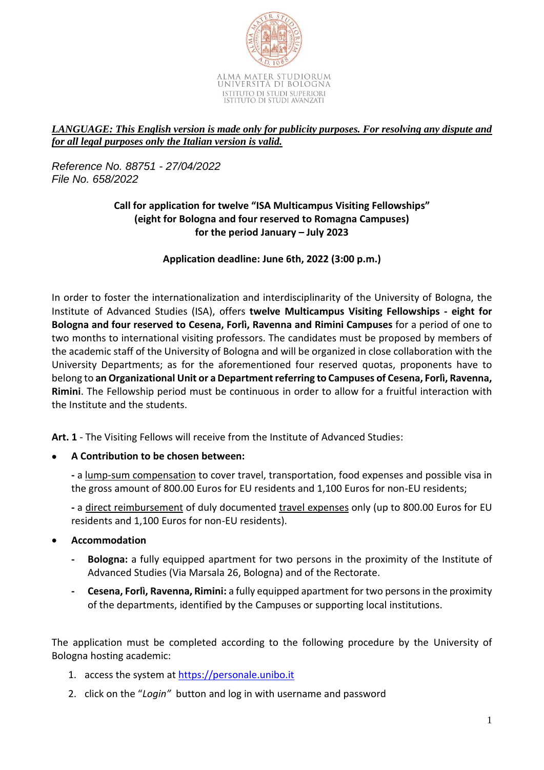ALMA MATER STUDIORUM
UNIVERSITÀ DI BOLOGNA
ISTITUTO DI STUDI SUPERIORI
ISTITUTO DI STUDI AVANZATI

***LANGUAGE: This English version is made only for publicity purposes. For resolving any dispute and for all legal purposes only the Italian version is valid.***

*Reference No. 88751 - 27/04/2022*
*File No. 658/2022*

**Call for application for twelve "ISA Multicampus Visiting Fellowships" (eight for Bologna and four reserved to Romagna Campuses) for the period January – July 2023**

**Application deadline: June 6th, 2022 (3:00 p.m.)**

In order to foster the internationalization and interdisciplinarity of the University of Bologna, the Institute of Advanced Studies (ISA), offers **twelve Multicampus Visiting Fellowships - eight for Bologna and four reserved to Cesena, Forlì, Ravenna and Rimini Campuses** for a period of one to two months to international visiting professors. The candidates must be proposed by members of the academic staff of the University of Bologna and will be organized in close collaboration with the University Departments; as for the aforementioned four reserved quotas, proponents have to belong to **an Organizational Unit or a Department referring to Campuses of Cesena, Forlì, Ravenna, Rimini**. The Fellowship period must be continuous in order to allow for a fruitful interaction with the Institute and the students.

**Art. 1** - The Visiting Fellows will receive from the Institute of Advanced Studies:

- **A Contribution to be chosen between:**

  **-** a lump-sum compensation to cover travel, transportation, food expenses and possible visa in the gross amount of 800.00 Euros for EU residents and 1,100 Euros for non-EU residents;

  **-** a direct reimbursement of duly documented travel expenses only (up to 800.00 Euros for EU residents and 1,100 Euros for non-EU residents).

- **Accommodation**
  - **Bologna:** a fully equipped apartment for two persons in the proximity of the Institute of Advanced Studies (Via Marsala 26, Bologna) and of the Rectorate.
  - **Cesena, Forlì, Ravenna, Rimini:** a fully equipped apartment for two persons in the proximity of the departments, identified by the Campuses or supporting local institutions.

The application must be completed according to the following procedure by the University of Bologna hosting academic:

1. access the system at https://personale.unibo.it
2. click on the "*Login*" button and log in with username and password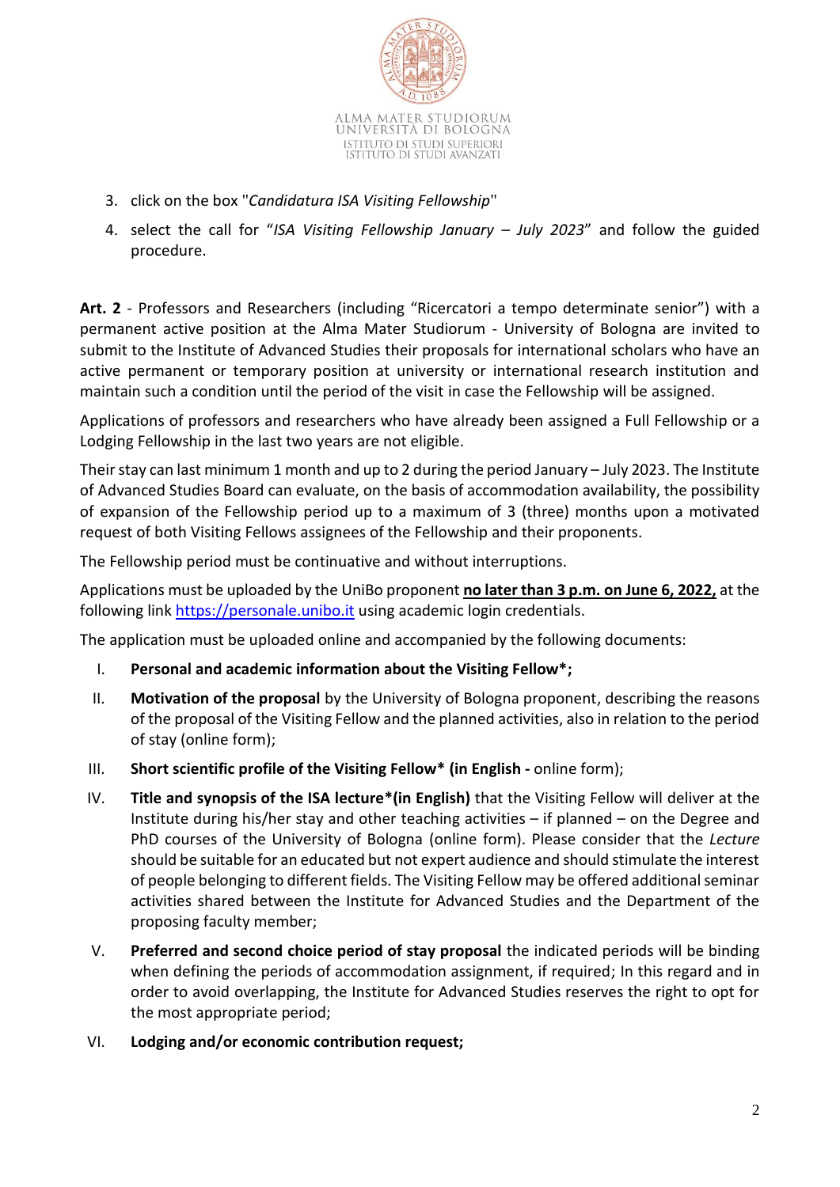3. click on the box "*Candidatura ISA Visiting Fellowship*"
4. select the call for "*ISA Visiting Fellowship January – July 2023*" and follow the guided procedure.

**Art. 2** - Professors and Researchers (including "Ricercatori a tempo determinate senior") with a permanent active position at the Alma Mater Studiorum - University of Bologna are invited to submit to the Institute of Advanced Studies their proposals for international scholars who have an active permanent or temporary position at university or international research institution and maintain such a condition until the period of the visit in case the Fellowship will be assigned.

Applications of professors and researchers who have already been assigned a Full Fellowship or a Lodging Fellowship in the last two years are not eligible.

Their stay can last minimum 1 month and up to 2 during the period January – July 2023. The Institute of Advanced Studies Board can evaluate, on the basis of accommodation availability, the possibility of expansion of the Fellowship period up to a maximum of 3 (three) months upon a motivated request of both Visiting Fellows assignees of the Fellowship and their proponents.

The Fellowship period must be continuative and without interruptions.

Applications must be uploaded by the UniBo proponent **no later than 3 p.m. on June 6, 2022,** at the following link [https://personale.unibo.it](https://personale.unibo.it) using academic login credentials.

The application must be uploaded online and accompanied by the following documents:

I. **Personal and academic information about the Visiting Fellow*;**

II. **Motivation of the proposal** by the University of Bologna proponent, describing the reasons of the proposal of the Visiting Fellow and the planned activities, also in relation to the period of stay (online form);

III. **Short scientific profile of the Visiting Fellow* (in English -** online form);

IV. **Title and synopsis of the ISA lecture*(in English)** that the Visiting Fellow will deliver at the Institute during his/her stay and other teaching activities – if planned – on the Degree and PhD courses of the University of Bologna (online form). Please consider that the *Lecture* should be suitable for an educated but not expert audience and should stimulate the interest of people belonging to different fields. The Visiting Fellow may be offered additional seminar activities shared between the Institute for Advanced Studies and the Department of the proposing faculty member;

V. **Preferred and second choice period of stay proposal** the indicated periods will be binding when defining the periods of accommodation assignment, if required; In this regard and in order to avoid overlapping, the Institute for Advanced Studies reserves the right to opt for the most appropriate period;

VI. **Lodging and/or economic contribution request;**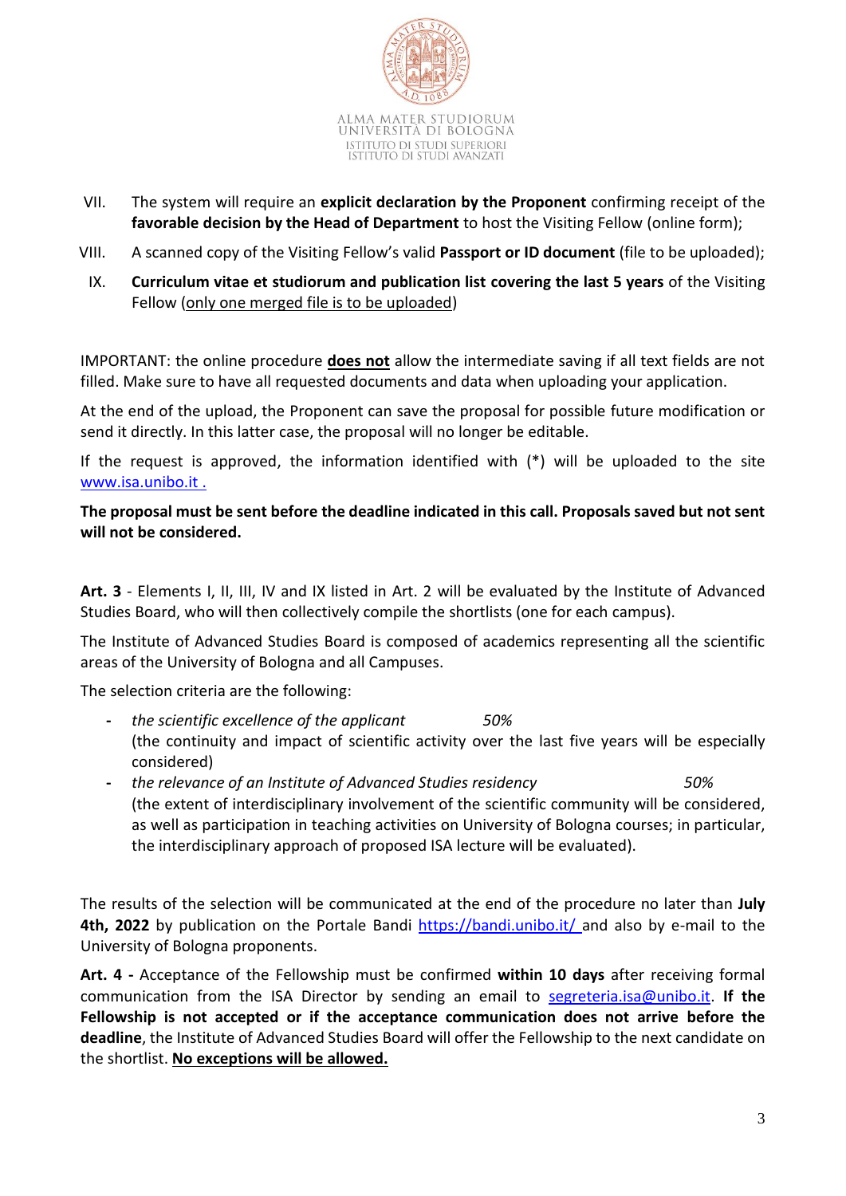VII. The system will require an **explicit declaration by the Proponent** confirming receipt of the **favorable decision by the Head of Department** to host the Visiting Fellow (online form);

VIII. A scanned copy of the Visiting Fellow's valid **Passport or ID document** (file to be uploaded);

IX. **Curriculum vitae et studiorum and publication list covering the last 5 years** of the Visiting Fellow (only one merged file is to be uploaded)

IMPORTANT: the online procedure **does not** allow the intermediate saving if all text fields are not filled. Make sure to have all requested documents and data when uploading your application.

At the end of the upload, the Proponent can save the proposal for possible future modification or send it directly. In this latter case, the proposal will no longer be editable.

If the request is approved, the information identified with (*) will be uploaded to the site www.isa.unibo.it .

**The proposal must be sent before the deadline indicated in this call. Proposals saved but not sent will not be considered.**

**Art. 3** - Elements I, II, III, IV and IX listed in Art. 2 will be evaluated by the Institute of Advanced Studies Board, who will then collectively compile the shortlists (one for each campus).

The Institute of Advanced Studies Board is composed of academics representing all the scientific areas of the University of Bologna and all Campuses.

The selection criteria are the following:

- *the scientific excellence of the applicant* *50%*
  (the continuity and impact of scientific activity over the last five years will be especially considered)
- *the relevance of an Institute of Advanced Studies residency* *50%*
  (the extent of interdisciplinary involvement of the scientific community will be considered, as well as participation in teaching activities on University of Bologna courses; in particular, the interdisciplinary approach of proposed ISA lecture will be evaluated).

The results of the selection will be communicated at the end of the procedure no later than **July 4th, 2022** by publication on the Portale Bandi https://bandi.unibo.it/ and also by e-mail to the University of Bologna proponents.

**Art. 4 -** Acceptance of the Fellowship must be confirmed **within 10 days** after receiving formal communication from the ISA Director by sending an email to segreteria.isa@unibo.it. **If the Fellowship is not accepted or if the acceptance communication does not arrive before the deadline**, the Institute of Advanced Studies Board will offer the Fellowship to the next candidate on the shortlist. **No exceptions will be allowed.**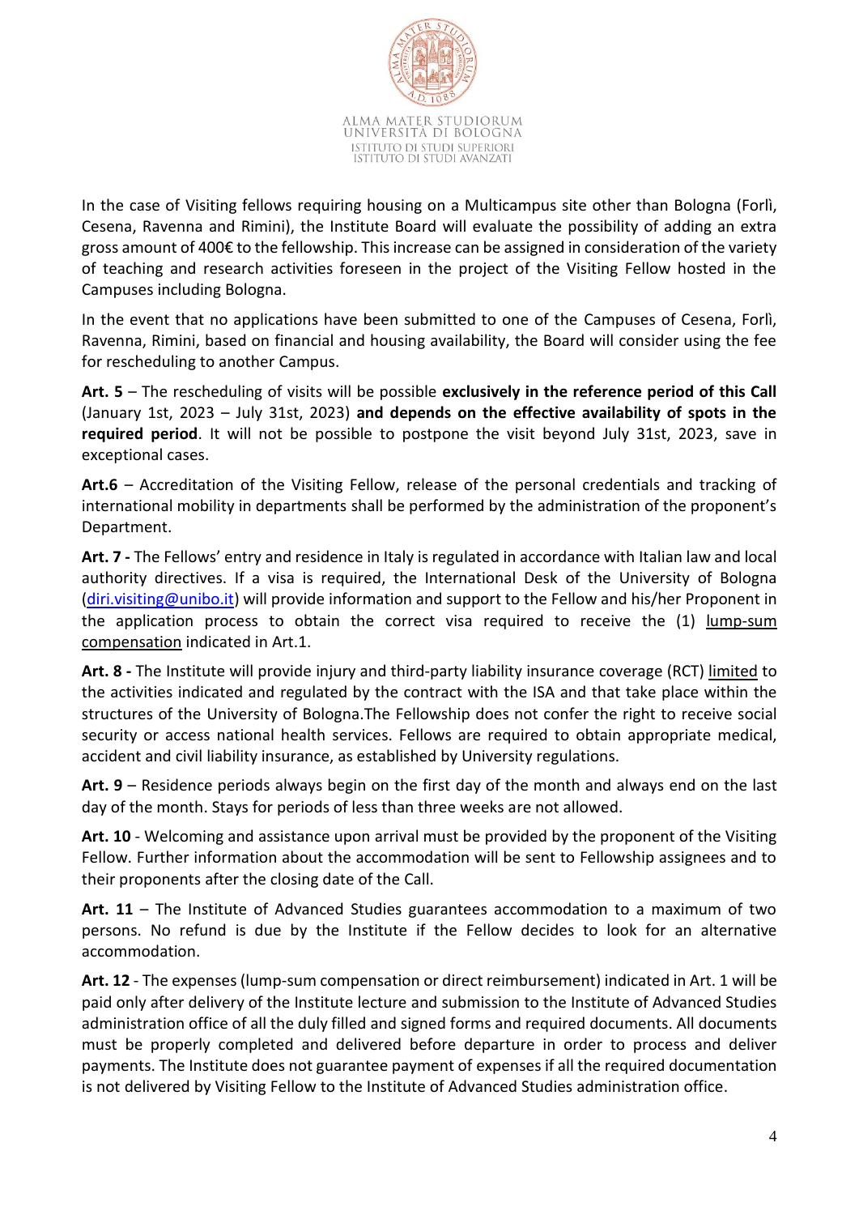ALMA MATER STUDIORUM
UNIVERSITÀ DI BOLOGNA
ISTITUTO DI STUDI SUPERIORI
ISTITUTO DI STUDI AVANZATI

In the case of Visiting fellows requiring housing on a Multicampus site other than Bologna (Forlì, Cesena, Ravenna and Rimini), the Institute Board will evaluate the possibility of adding an extra gross amount of 400€ to the fellowship. This increase can be assigned in consideration of the variety of teaching and research activities foreseen in the project of the Visiting Fellow hosted in the Campuses including Bologna.

In the event that no applications have been submitted to one of the Campuses of Cesena, Forlì, Ravenna, Rimini, based on financial and housing availability, the Board will consider using the fee for rescheduling to another Campus.

**Art. 5** – The rescheduling of visits will be possible **exclusively in the reference period of this Call** (January 1st, 2023 – July 31st, 2023) **and depends on the effective availability of spots in the required period**. It will not be possible to postpone the visit beyond July 31st, 2023, save in exceptional cases.

**Art.6** – Accreditation of the Visiting Fellow, release of the personal credentials and tracking of international mobility in departments shall be performed by the administration of the proponent's Department.

**Art. 7 -** The Fellows' entry and residence in Italy is regulated in accordance with Italian law and local authority directives. If a visa is required, the International Desk of the University of Bologna (diri.visiting@unibo.it) will provide information and support to the Fellow and his/her Proponent in the application process to obtain the correct visa required to receive the (1) lump-sum compensation indicated in Art.1.

**Art. 8 -** The Institute will provide injury and third-party liability insurance coverage (RCT) limited to the activities indicated and regulated by the contract with the ISA and that take place within the structures of the University of Bologna.The Fellowship does not confer the right to receive social security or access national health services. Fellows are required to obtain appropriate medical, accident and civil liability insurance, as established by University regulations.

**Art. 9** – Residence periods always begin on the first day of the month and always end on the last day of the month. Stays for periods of less than three weeks are not allowed.

**Art. 10** - Welcoming and assistance upon arrival must be provided by the proponent of the Visiting Fellow. Further information about the accommodation will be sent to Fellowship assignees and to their proponents after the closing date of the Call.

**Art. 11** – The Institute of Advanced Studies guarantees accommodation to a maximum of two persons. No refund is due by the Institute if the Fellow decides to look for an alternative accommodation.

**Art. 12** - The expenses (lump-sum compensation or direct reimbursement) indicated in Art. 1 will be paid only after delivery of the Institute lecture and submission to the Institute of Advanced Studies administration office of all the duly filled and signed forms and required documents. All documents must be properly completed and delivered before departure in order to process and deliver payments. The Institute does not guarantee payment of expenses if all the required documentation is not delivered by Visiting Fellow to the Institute of Advanced Studies administration office.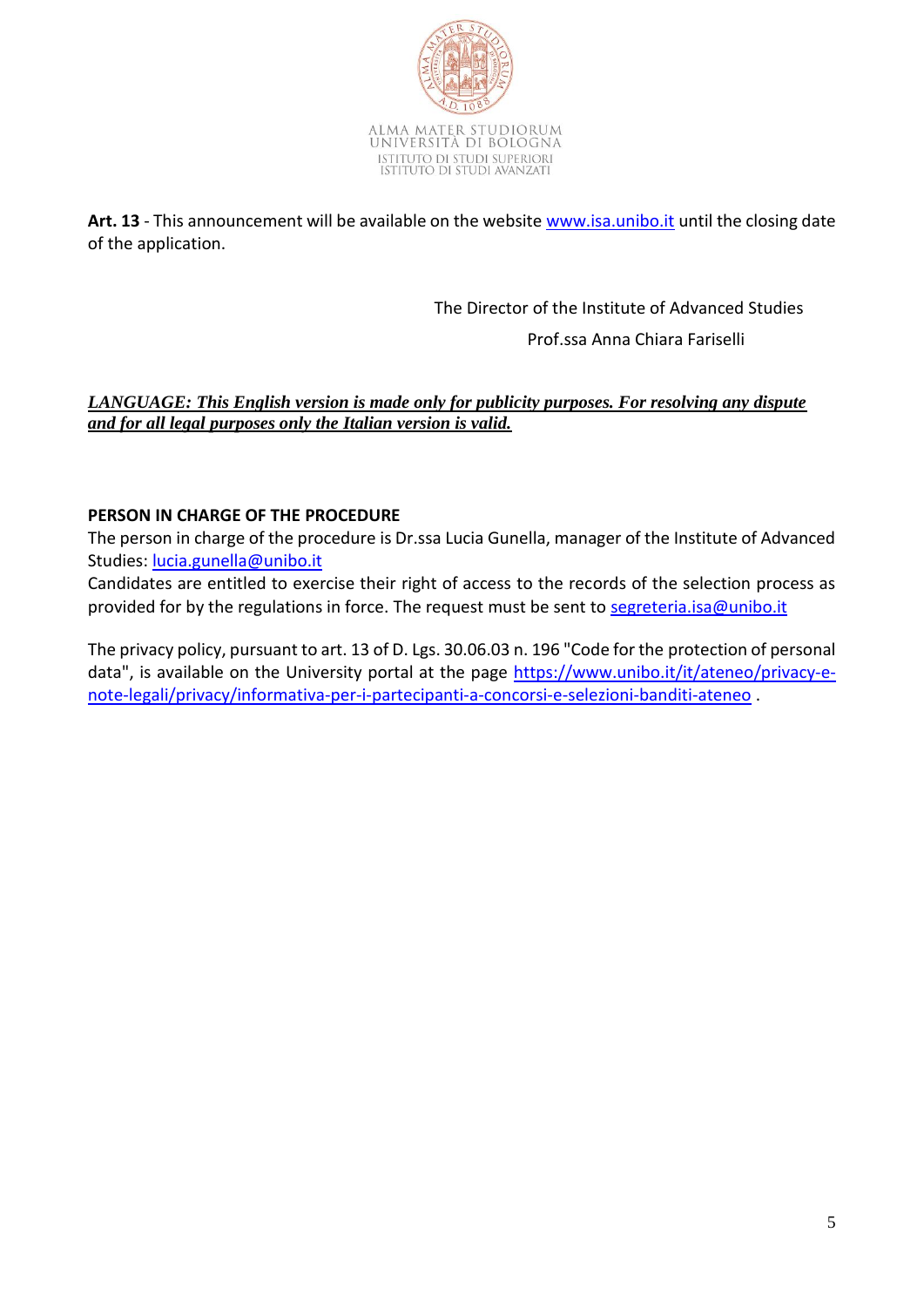**Art. 13** - This announcement will be available on the website www.isa.unibo.it until the closing date of the application.

The Director of the Institute of Advanced Studies

Prof.ssa Anna Chiara Fariselli

***LANGUAGE: This English version is made only for publicity purposes. For resolving any dispute and for all legal purposes only the Italian version is valid.***

**PERSON IN CHARGE OF THE PROCEDURE**

The person in charge of the procedure is Dr.ssa Lucia Gunella, manager of the Institute of Advanced Studies: lucia.gunella@unibo.it

Candidates are entitled to exercise their right of access to the records of the selection process as provided for by the regulations in force. The request must be sent to segreteria.isa@unibo.it

The privacy policy, pursuant to art. 13 of D. Lgs. 30.06.03 n. 196 "Code for the protection of personal data", is available on the University portal at the page https://www.unibo.it/it/ateneo/privacy-e-note-legali/privacy/informativa-per-i-partecipanti-a-concorsi-e-selezioni-banditi-ateneo .